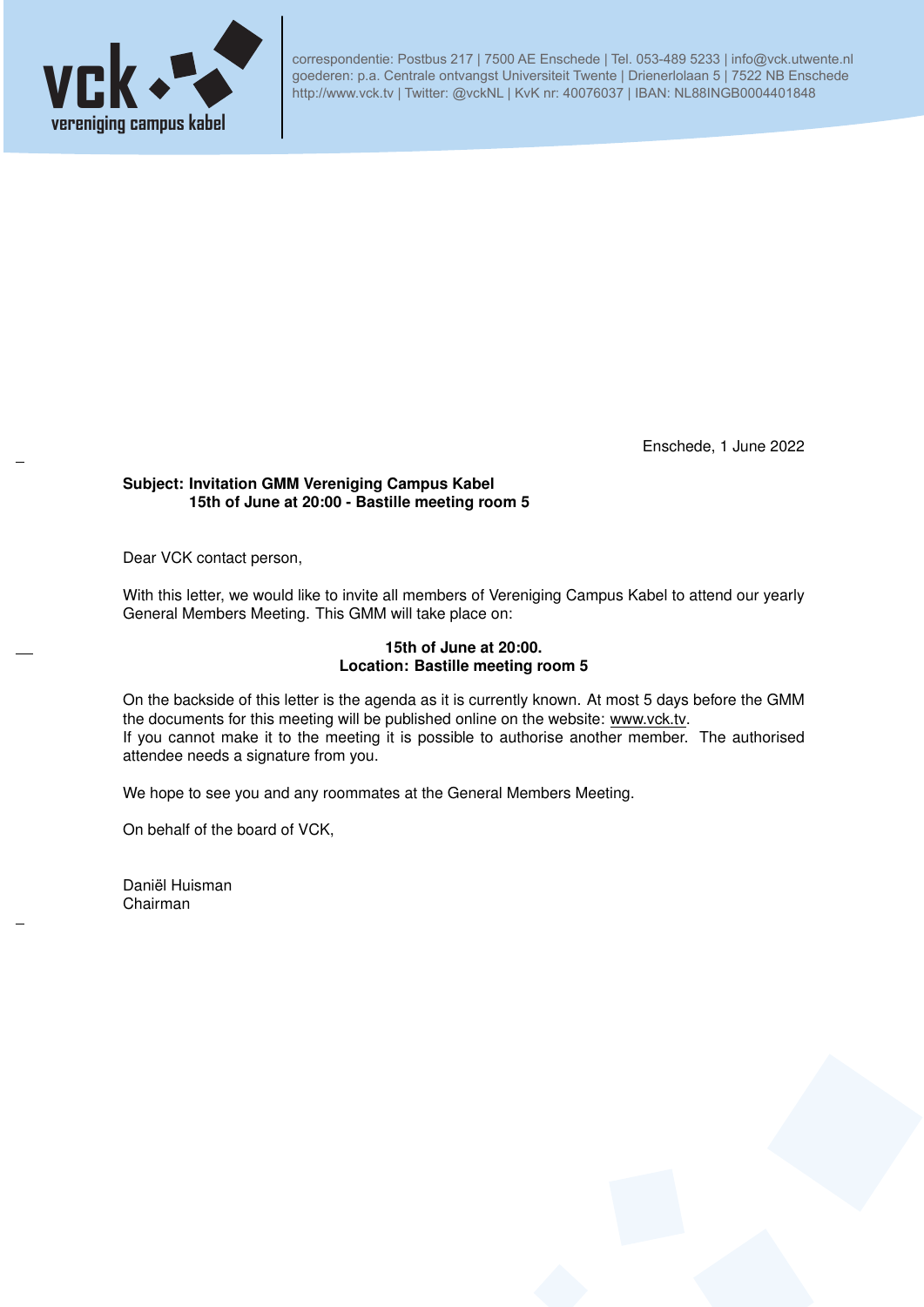vck vereniging campus kabel

correspondentie: Postbus 217 | 7500 AE Enschede | Tel. 053-489 5233 | info@vck.utwente.nl
goederen: p.a. Centrale ontvangst Universiteit Twente | Drienerlolaan 5 | 7522 NB Enschede
http://www.vck.tv | Twitter: @vckNL | KvK nr: 40076037 | IBAN: NL88INGB0004401848

Enschede, 1 June 2022

**Subject: Invitation GMM Vereniging Campus Kabel**
**15th of June at 20:00 - Bastille meeting room 5**

Dear VCK contact person,

With this letter, we would like to invite all members of Vereniging Campus Kabel to attend our yearly General Members Meeting. This GMM will take place on:

**15th of June at 20:00.**
**Location: Bastille meeting room 5**

On the backside of this letter is the agenda as it is currently known. At most 5 days before the GMM the documents for this meeting will be published online on the website: www.vck.tv.
If you cannot make it to the meeting it is possible to authorise another member. The authorised attendee needs a signature from you.

We hope to see you and any roommates at the General Members Meeting.

On behalf of the board of VCK,

Daniël Huisman
Chairman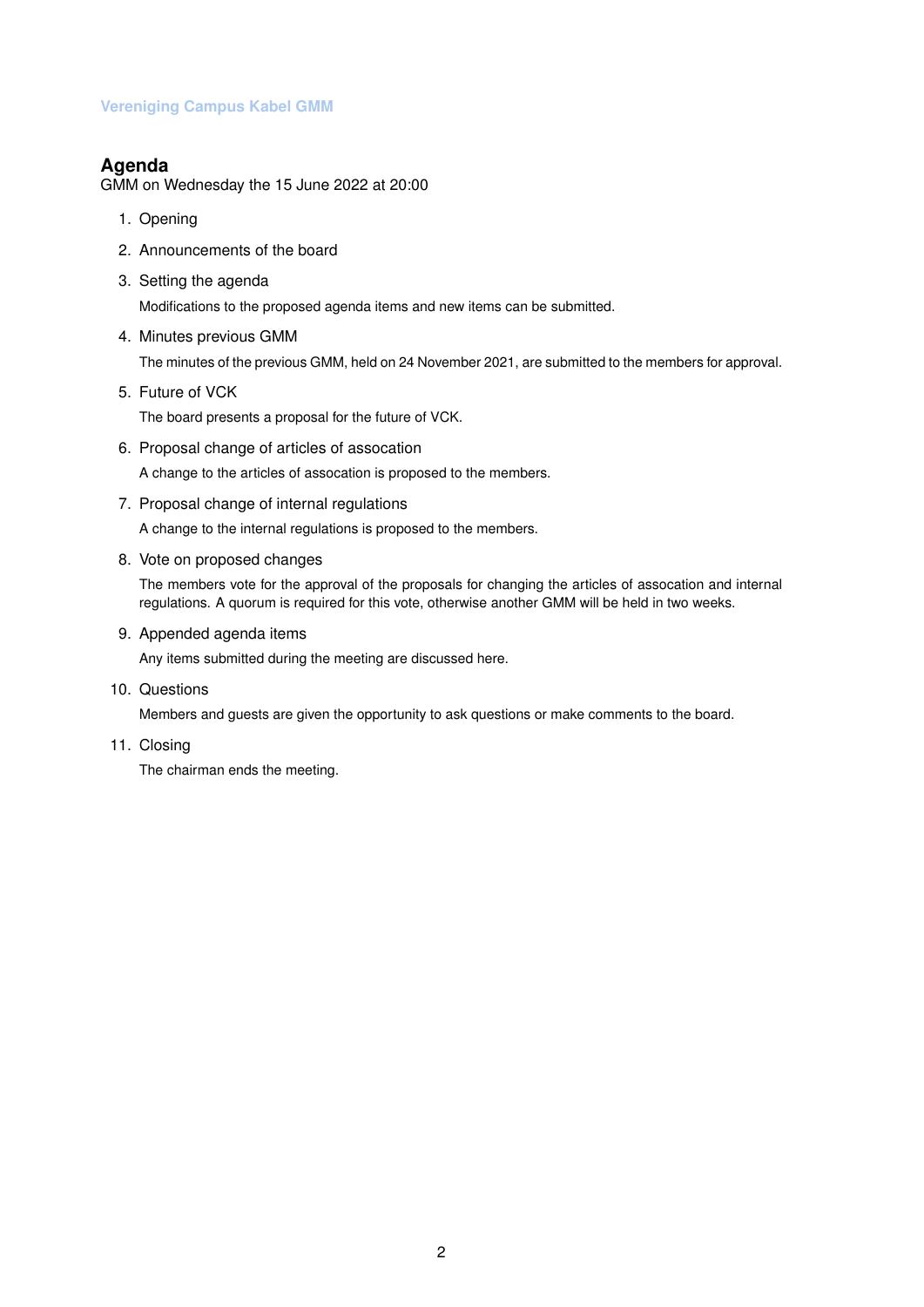Vereniging Campus Kabel GMM

## Agenda

GMM on Wednesday the 15 June 2022 at 20:00

1. Opening
2. Announcements of the board
3. Setting the agenda

   Modifications to the proposed agenda items and new items can be submitted.
4. Minutes previous GMM

   The minutes of the previous GMM, held on 24 November 2021, are submitted to the members for approval.
5. Future of VCK

   The board presents a proposal for the future of VCK.
6. Proposal change of articles of assocation

   A change to the articles of assocation is proposed to the members.
7. Proposal change of internal regulations

   A change to the internal regulations is proposed to the members.
8. Vote on proposed changes

   The members vote for the approval of the proposals for changing the articles of assocation and internal regulations. A quorum is required for this vote, otherwise another GMM will be held in two weeks.
9. Appended agenda items

   Any items submitted during the meeting are discussed here.
10. Questions

    Members and guests are given the opportunity to ask questions or make comments to the board.
11. Closing

    The chairman ends the meeting.